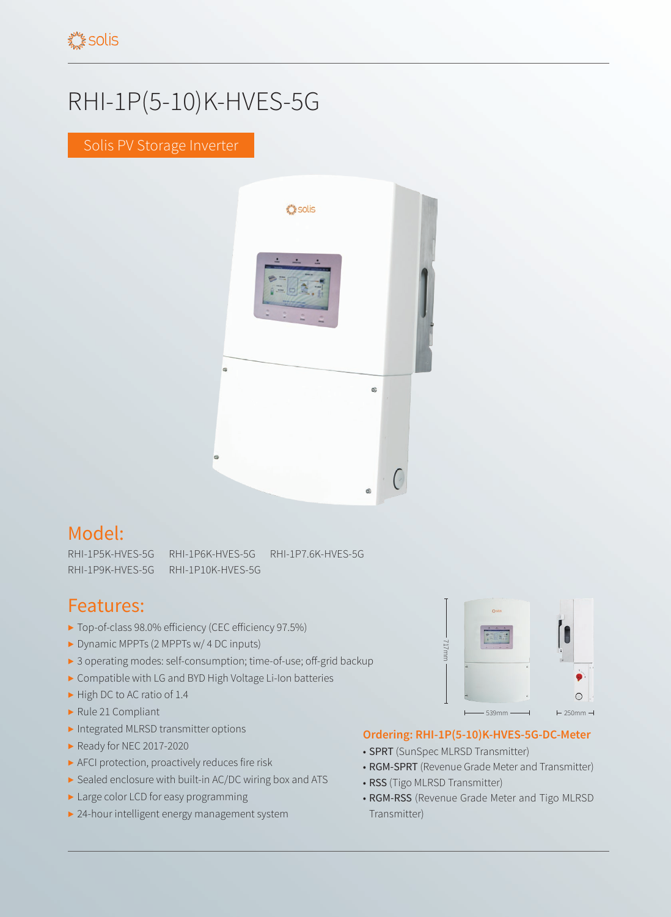# RHI-1P(5-10)K-HVES-5G

Solis PV Storage Inverter

## Model:

RHI-1P5K-HVES-5G RHI-1P6K-HVES-5G RHI-1P7.6K-HVES-5G
RHI-1P9K-HVES-5G RHI-1P10K-HVES-5G

## Features:

- Top-of-class 98.0% efficiency (CEC efficiency 97.5%)
- Dynamic MPPTs (2 MPPTs w/ 4 DC inputs)
- 3 operating modes: self-consumption; time-of-use; off-grid backup
- Compatible with LG and BYD High Voltage Li-Ion batteries
- High DC to AC ratio of 1.4
- Rule 21 Compliant
- Integrated MLRSD transmitter options
- Ready for NEC 2017-2020
- AFCI protection, proactively reduces fire risk
- Sealed enclosure with built-in AC/DC wiring box and ATS
- Large color LCD for easy programming
- 24-hour intelligent energy management system

717mm
539mm
250mm

### Ordering: RHI-1P(5-10)K-HVES-5G-DC-Meter

- **SPRT** (SunSpec MLRSD Transmitter)
- **RGM-SPRT** (Revenue Grade Meter and Transmitter)
- **RSS** (Tigo MLRSD Transmitter)
- **RGM-RSS** (Revenue Grade Meter and Tigo MLRSD Transmitter)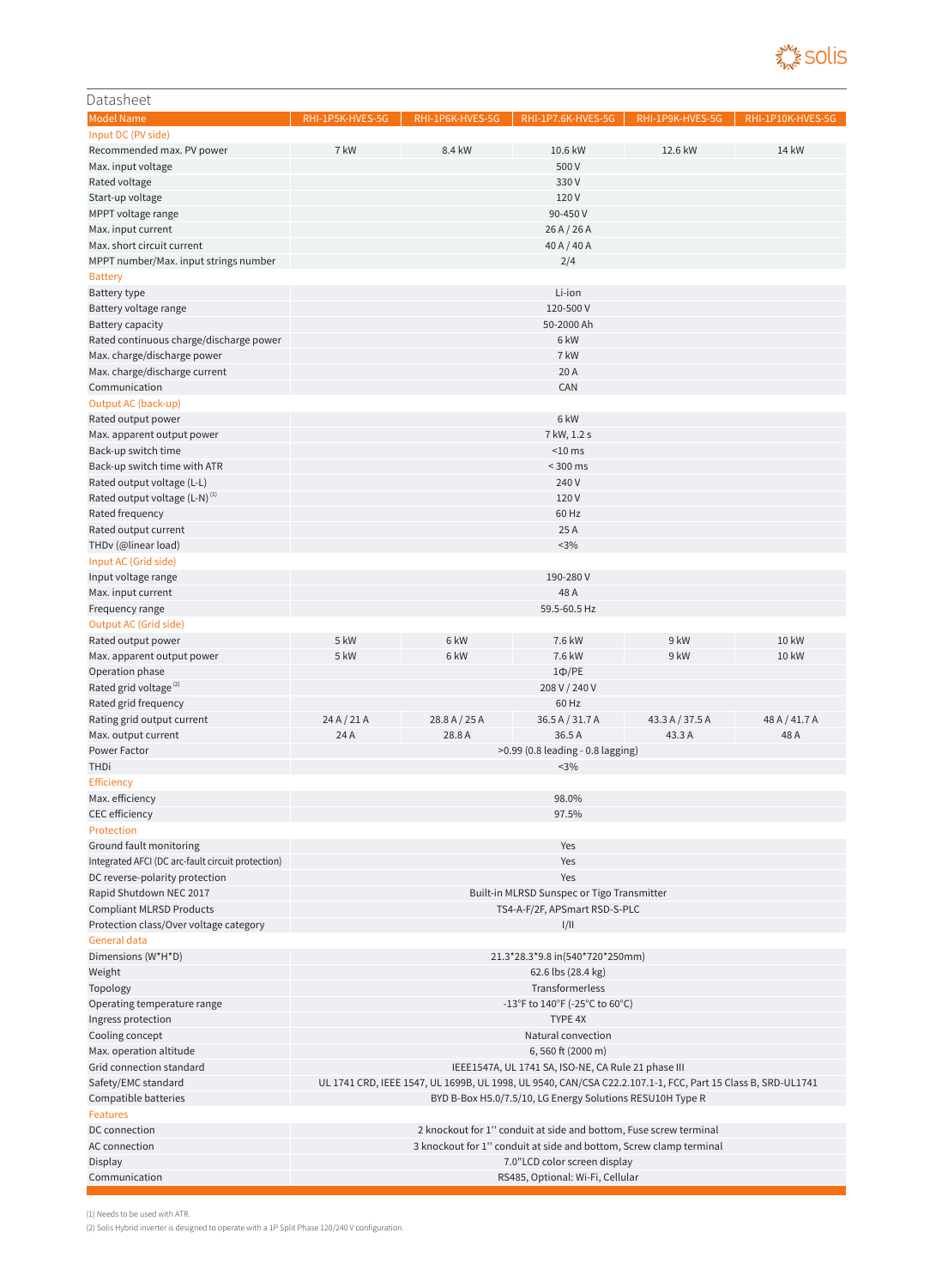## Datasheet

| Model Name | RHI-1P5K-HVES-5G | RHI-1P6K-HVES-5G | RHI-1P7.6K-HVES-5G | RHI-1P9K-HVES-5G | RHI-1P10K-HVES-5G |
|---|---|---|---|---|---|
| **Input DC (PV side)** | | | | | |
| Recommended max. PV power | 7 kW | 8.4 kW | 10.6 kW | 12.6 kW | 14 kW |
| Max. input voltage | 500 V | | | | |
| Rated voltage | 330 V | | | | |
| Start-up voltage | 120 V | | | | |
| MPPT voltage range | 90-450 V | | | | |
| Max. input current | 26 A / 26 A | | | | |
| Max. short circuit current | 40 A / 40 A | | | | |
| MPPT number/Max. input strings number | 2/4 | | | | |
| **Battery** | | | | | |
| Battery type | Li-ion | | | | |
| Battery voltage range | 120-500 V | | | | |
| Battery capacity | 50-2000 Ah | | | | |
| Rated continuous charge/discharge power | 6 kW | | | | |
| Max. charge/discharge power | 7 kW | | | | |
| Max. charge/discharge current | 20 A | | | | |
| Communication | CAN | | | | |
| **Output AC (back-up)** | | | | | |
| Rated output power | 6 kW | | | | |
| Max. apparent output power | 7 kW, 1.2 s | | | | |
| Back-up switch time | <10 ms | | | | |
| Back-up switch time with ATR | < 300 ms | | | | |
| Rated output voltage (L-L) | 240 V | | | | |
| Rated output voltage (L-N) (1) | 120 V | | | | |
| Rated frequency | 60 Hz | | | | |
| Rated output current | 25 A | | | | |
| THDv (@linear load) | <3% | | | | |
| **Input AC (Grid side)** | | | | | |
| Input voltage range | 190-280 V | | | | |
| Max. input current | 48 A | | | | |
| Frequency range | 59.5-60.5 Hz | | | | |
| **Output AC (Grid side)** | | | | | |
| Rated output power | 5 kW | 6 kW | 7.6 kW | 9 kW | 10 kW |
| Max. apparent output power | 5 kW | 6 kW | 7.6 kW | 9 kW | 10 kW |
| Operation phase | 1Φ/PE | | | | |
| Rated grid voltage (2) | 208 V / 240 V | | | | |
| Rated grid frequency | 60 Hz | | | | |
| Rating grid output current | 24 A / 21 A | 28.8 A / 25 A | 36.5 A / 31.7 A | 43.3 A / 37.5 A | 48 A / 41.7 A |
| Max. output current | 24 A | 28.8 A | 36.5 A | 43.3 A | 48 A |
| Power Factor | >0.99 (0.8 leading - 0.8 lagging) | | | | |
| THDi | <3% | | | | |
| **Efficiency** | | | | | |
| Max. efficiency | 98.0% | | | | |
| CEC efficiency | 97.5% | | | | |
| **Protection** | | | | | |
| Ground fault monitoring | Yes | | | | |
| Integrated AFCI (DC arc-fault circuit protection) | Yes | | | | |
| DC reverse-polarity protection | Yes | | | | |
| Rapid Shutdown NEC 2017 | Built-in MLRSD Sunspec or Tigo Transmitter | | | | |
| Compliant MLRSD Products | TS4-A-F/2F, APSmart RSD-S-PLC | | | | |
| Protection class/Over voltage category | I/II | | | | |
| **General data** | | | | | |
| Dimensions (W*H*D) | 21.3*28.3*9.8 in(540*720*250mm) | | | | |
| Weight | 62.6 lbs (28.4 kg) | | | | |
| Topology | Transformerless | | | | |
| Operating temperature range | -13°F to 140°F (-25°C to 60°C) | | | | |
| Ingress protection | TYPE 4X | | | | |
| Cooling concept | Natural convection | | | | |
| Max. operation altitude | 6, 560 ft (2000 m) | | | | |
| Grid connection standard | IEEE1547A, UL 1741 SA, ISO-NE, CA Rule 21 phase III | | | | |
| Safety/EMC standard | UL 1741 CRD, IEEE 1547, UL 1699B, UL 1998, UL 9540, CAN/CSA C22.2.107.1-1, FCC, Part 15 Class B, SRD-UL1741 | | | | |
| Compatible batteries | BYD B-Box H5.0/7.5/10, LG Energy Solutions RESU10H Type R | | | | |
| **Features** | | | | | |
| DC connection | 2 knockout for 1'' conduit at side and bottom, Fuse screw terminal | | | | |
| AC connection | 3 knockout for 1'' conduit at side and bottom, Screw clamp terminal | | | | |
| Display | 7.0"LCD color screen display | | | | |
| Communication | RS485, Optional: Wi-Fi, Cellular | | | | |

(1) Needs to be used with ATR.

(2) Solis Hybrid inverter is designed to operate with a 1P Split Phase 120/240 V configuration.